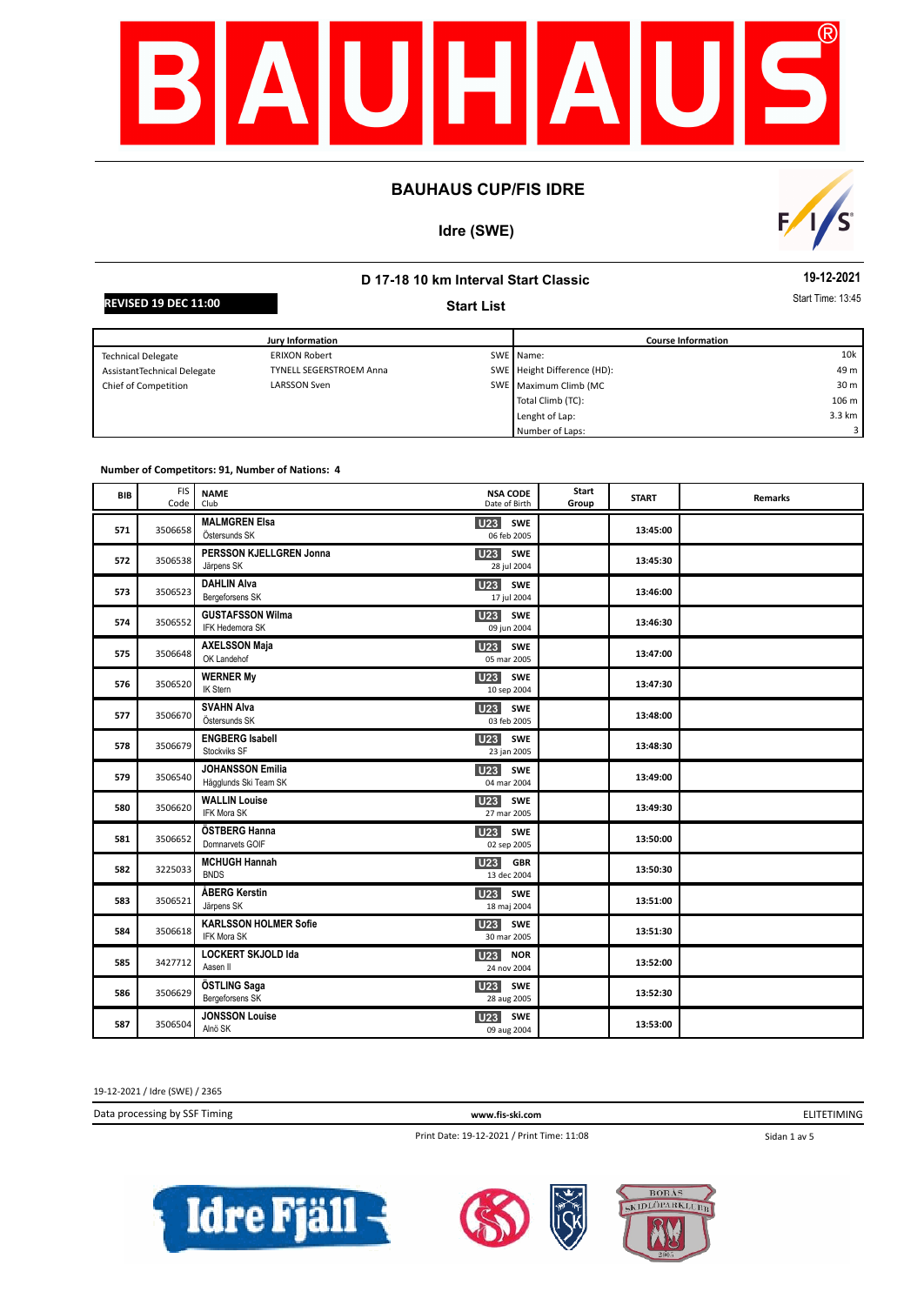# BAUHAUS CUP/FIS IDRE

## Idre (SWE)

### D 17-18 10 km Interval Start Classic

**19-12-2021**

**REVISED 19 DEC 11:00**

**Start List**

Start Time: 13:45

| Jury Information | | | Course Information | |
|---|---|---|---|---|
| Technical Delegate | ERIXON Robert | SWE | Name: | 10k |
| AssistantTechnical Delegate | TYNELL SEGERSTROEM Anna | SWE | Height Difference (HD): | 49 m |
| Chief of Competition | LARSSON Sven | SWE | Maximum Climb (MC | 30 m |
| | | | Total Climb (TC): | 106 m |
| | | | Lenght of Lap: | 3.3 km |
| | | | Number of Laps: | 3 |

**Number of Competitors: 91, Number of Nations: 4**

| BIB | FIS Code | NAME / Club | NSA CODE / Date of Birth | Start Group | START | Remarks |
|---|---|---|---|---|---|---|
| 571 | 3506658 | **MALMGREN Elsa** Östersunds SK | U23 SWE 06 feb 2005 | | 13:45:00 | |
| 572 | 3506538 | **PERSSON KJELLGREN Jonna** Järpens SK | U23 SWE 28 jul 2004 | | 13:45:30 | |
| 573 | 3506523 | **DAHLIN Alva** Bergeforsens SK | U23 SWE 17 jul 2004 | | 13:46:00 | |
| 574 | 3506552 | **GUSTAFSSON Wilma** IFK Hedemora SK | U23 SWE 09 jun 2004 | | 13:46:30 | |
| 575 | 3506648 | **AXELSSON Maja** OK Landehof | U23 SWE 05 mar 2005 | | 13:47:00 | |
| 576 | 3506520 | **WERNER My** IK Stern | U23 SWE 10 sep 2004 | | 13:47:30 | |
| 577 | 3506670 | **SVAHN Alva** Östersunds SK | U23 SWE 03 feb 2005 | | 13:48:00 | |
| 578 | 3506679 | **ENGBERG Isabell** Stockviks SF | U23 SWE 23 jan 2005 | | 13:48:30 | |
| 579 | 3506540 | **JOHANSSON Emilia** Hägglunds Ski Team SK | U23 SWE 04 mar 2004 | | 13:49:00 | |
| 580 | 3506620 | **WALLIN Louise** IFK Mora SK | U23 SWE 27 mar 2005 | | 13:49:30 | |
| 581 | 3506652 | **ÖSTBERG Hanna** Domnarvets GOIF | U23 SWE 02 sep 2005 | | 13:50:00 | |
| 582 | 3225033 | **MCHUGH Hannah** BNDS | U23 GBR 13 dec 2004 | | 13:50:30 | |
| 583 | 3506521 | **ÅBERG Kerstin** Järpens SK | U23 SWE 18 maj 2004 | | 13:51:00 | |
| 584 | 3506618 | **KARLSSON HOLMER Sofie** IFK Mora SK | U23 SWE 30 mar 2005 | | 13:51:30 | |
| 585 | 3427712 | **LOCKERT SKJOLD Ida** Aasen Il | U23 NOR 24 nov 2004 | | 13:52:00 | |
| 586 | 3506629 | **ÖSTLING Saga** Bergeforsens SK | U23 SWE 28 aug 2005 | | 13:52:30 | |
| 587 | 3506504 | **JONSSON Louise** Alnö SK | U23 SWE 09 aug 2004 | | 13:53:00 | |

19-12-2021 / Idre (SWE) / 2365

Data processing by SSF Timing — www.fis-ski.com — ELITETIMING

Print Date: 19-12-2021 / Print Time: 11:08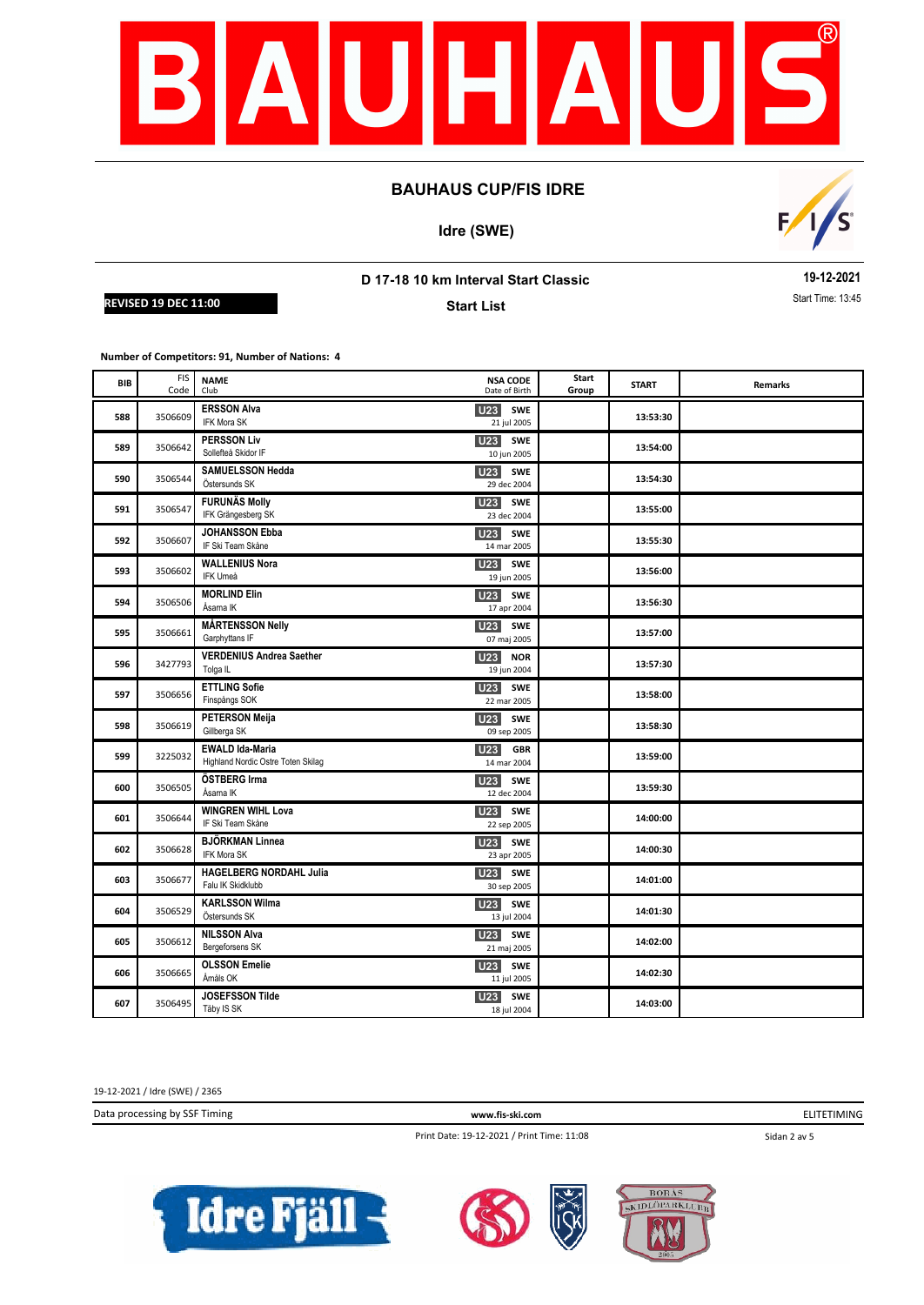# BAUHAUS CUP/FIS IDRE

**Idre (SWE)**

## D 17-18 10 km Interval Start Classic

**19-12-2021**

**REVISED 19 DEC 11:00**

**Start List**

Start Time: 13:45

**Number of Competitors: 91, Number of Nations: 4**

| BIB | FIS Code | NAME Club | NSA CODE Date of Birth | Start Group | START | Remarks |
|---|---|---|---|---|---|---|
| 588 | 3506609 | **ERSSON Alva** IFK Mora SK | U23 SWE 21 jul 2005 | | 13:53:30 | |
| 589 | 3506642 | **PERSSON Liv** Sollefteå Skidor IF | U23 SWE 10 jun 2005 | | 13:54:00 | |
| 590 | 3506544 | **SAMUELSSON Hedda** Östersunds SK | U23 SWE 29 dec 2004 | | 13:54:30 | |
| 591 | 3506547 | **FURUNÄS Molly** IFK Grängesberg SK | U23 SWE 23 dec 2004 | | 13:55:00 | |
| 592 | 3506607 | **JOHANSSON Ebba** IF Ski Team Skåne | U23 SWE 14 mar 2005 | | 13:55:30 | |
| 593 | 3506602 | **WALLENIUS Nora** IFK Umeå | U23 SWE 19 jun 2005 | | 13:56:00 | |
| 594 | 3506506 | **MORLIND Elin** Åsarna IK | U23 SWE 17 apr 2004 | | 13:56:30 | |
| 595 | 3506661 | **MÅRTENSSON Nelly** Garphyttans IF | U23 SWE 07 maj 2005 | | 13:57:00 | |
| 596 | 3427793 | **VERDENIUS Andrea Saether** Tolga IL | U23 NOR 19 jun 2004 | | 13:57:30 | |
| 597 | 3506656 | **ETTLING Sofie** Finspångs SOK | U23 SWE 22 mar 2005 | | 13:58:00 | |
| 598 | 3506619 | **PETERSON Meija** Gillberga SK | U23 SWE 09 sep 2005 | | 13:58:30 | |
| 599 | 3225032 | **EWALD Ida-Maria** Highland Nordic Ostre Toten Skilag | U23 GBR 14 mar 2004 | | 13:59:00 | |
| 600 | 3506505 | **ÖSTBERG Irma** Åsarna IK | U23 SWE 12 dec 2004 | | 13:59:30 | |
| 601 | 3506644 | **WINGREN WIHL Lova** IF Ski Team Skåne | U23 SWE 22 sep 2005 | | 14:00:00 | |
| 602 | 3506628 | **BJÖRKMAN Linnea** IFK Mora SK | U23 SWE 23 apr 2005 | | 14:00:30 | |
| 603 | 3506677 | **HAGELBERG NORDAHL Julia** Falu IK Skidklubb | U23 SWE 30 sep 2005 | | 14:01:00 | |
| 604 | 3506529 | **KARLSSON Wilma** Östersunds SK | U23 SWE 13 jul 2004 | | 14:01:30 | |
| 605 | 3506612 | **NILSSON Alva** Bergeforsens SK | U23 SWE 21 maj 2005 | | 14:02:00 | |
| 606 | 3506665 | **OLSSON Emelie** Åmåls OK | U23 SWE 11 jul 2005 | | 14:02:30 | |
| 607 | 3506495 | **JOSEFSSON Tilde** Täby IS SK | U23 SWE 18 jul 2004 | | 14:03:00 | |

19-12-2021 / Idre (SWE) / 2365

Data processing by SSF Timing | www.fis-ski.com | ELITETIMING

Print Date: 19-12-2021 / Print Time: 11:08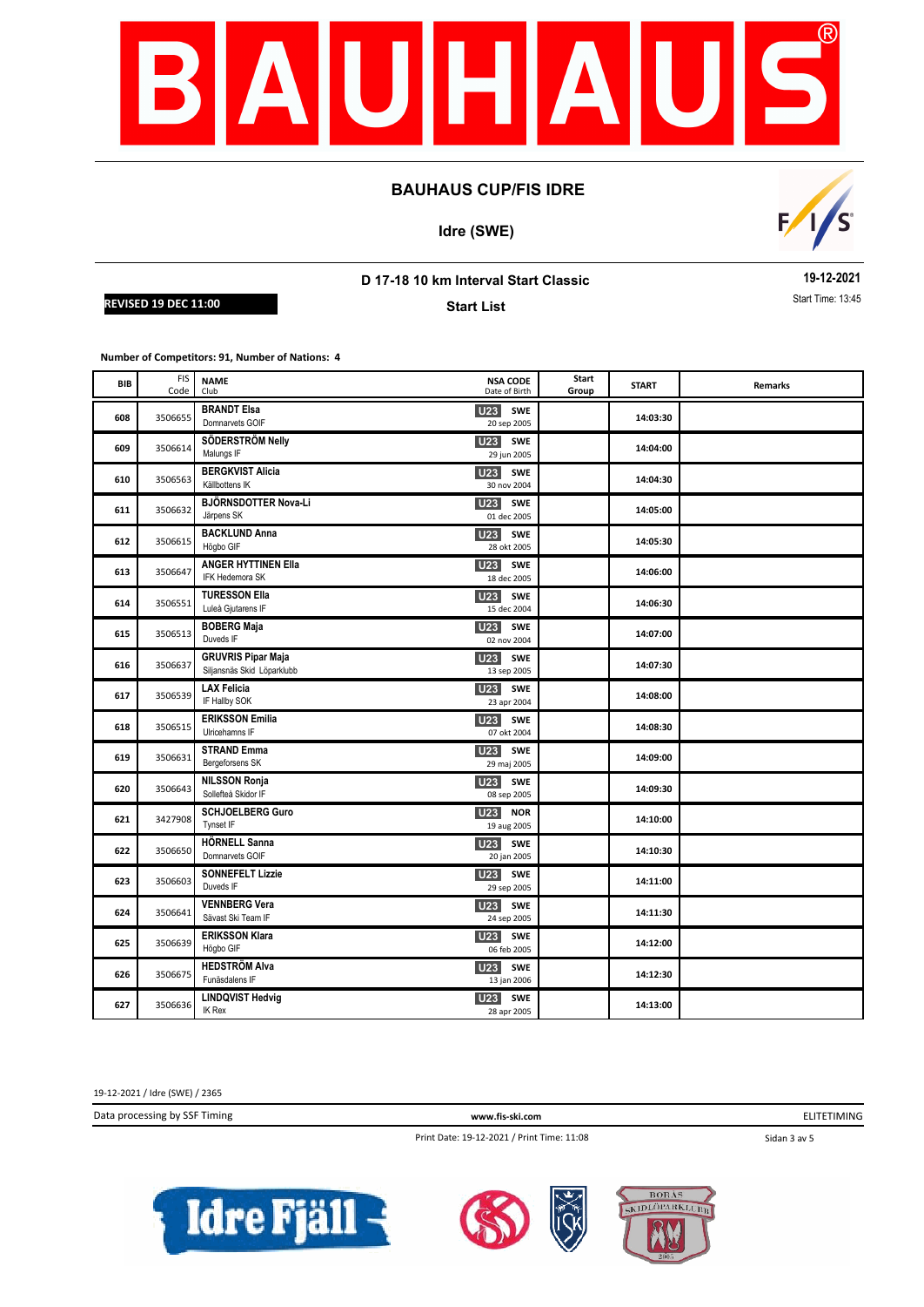# BAUHAUS CUP/FIS IDRE

**Idre (SWE)**

## D 17-18 10 km Interval Start Classic

**Start List**

**19-12-2021**

Start Time: 13:45

**REVISED 19 DEC 11:00**

**Number of Competitors: 91, Number of Nations: 4**

| BIB | FIS Code | NAME / Club | | NSA CODE / Date of Birth | Start Group | START | Remarks |
|---|---|---|---|---|---|---|---|
| 608 | 3506655 | BRANDT Elsa / Domnarvets GOIF | U23 | SWE / 20 sep 2005 | | 14:03:30 | |
| 609 | 3506614 | SÖDERSTRÖM Nelly / Malungs IF | U23 | SWE / 29 jun 2005 | | 14:04:00 | |
| 610 | 3506563 | BERGKVIST Alicia / Källbottens IK | U23 | SWE / 30 nov 2004 | | 14:04:30 | |
| 611 | 3506632 | BJÖRNSDOTTER Nova-Li / Järpens SK | U23 | SWE / 01 dec 2005 | | 14:05:00 | |
| 612 | 3506615 | BACKLUND Anna / Högbo GIF | U23 | SWE / 28 okt 2005 | | 14:05:30 | |
| 613 | 3506647 | ANGER HYTTINEN Ella / IFK Hedemora SK | U23 | SWE / 18 dec 2005 | | 14:06:00 | |
| 614 | 3506551 | TURESSON Ella / Luleå Gjutarens IF | U23 | SWE / 15 dec 2004 | | 14:06:30 | |
| 615 | 3506513 | BOBERG Maja / Duveds IF | U23 | SWE / 02 nov 2004 | | 14:07:00 | |
| 616 | 3506637 | GRUVRIS Pipar Maja / Siljansnäs Skid Löparklubb | U23 | SWE / 13 sep 2005 | | 14:07:30 | |
| 617 | 3506539 | LAX Felicia / IF Hallby SOK | U23 | SWE / 23 apr 2004 | | 14:08:00 | |
| 618 | 3506515 | ERIKSSON Emilia / Ulricehamns IF | U23 | SWE / 07 okt 2004 | | 14:08:30 | |
| 619 | 3506631 | STRAND Emma / Bergeforsens SK | U23 | SWE / 29 maj 2005 | | 14:09:00 | |
| 620 | 3506643 | NILSSON Ronja / Sollefteå Skidor IF | U23 | SWE / 08 sep 2005 | | 14:09:30 | |
| 621 | 3427908 | SCHJOELBERG Guro / Tynset IF | U23 | NOR / 19 aug 2005 | | 14:10:00 | |
| 622 | 3506650 | HÖRNELL Sanna / Domnarvets GOIF | U23 | SWE / 20 jan 2005 | | 14:10:30 | |
| 623 | 3506603 | SONNEFELT Lizzie / Duveds IF | U23 | SWE / 29 sep 2005 | | 14:11:00 | |
| 624 | 3506641 | VENNBERG Vera / Sävast Ski Team IF | U23 | SWE / 24 sep 2005 | | 14:11:30 | |
| 625 | 3506639 | ERIKSSON Klara / Högbo GIF | U23 | SWE / 06 feb 2005 | | 14:12:00 | |
| 626 | 3506675 | HEDSTRÖM Alva / Funäsdalens IF | U23 | SWE / 13 jan 2006 | | 14:12:30 | |
| 627 | 3506636 | LINDQVIST Hedvig / IK Rex | U23 | SWE / 28 apr 2005 | | 14:13:00 | |

19-12-2021 / Idre (SWE) / 2365

Data processing by SSF Timing | www.fis-ski.com | ELITETIMING

Print Date: 19-12-2021 / Print Time: 11:08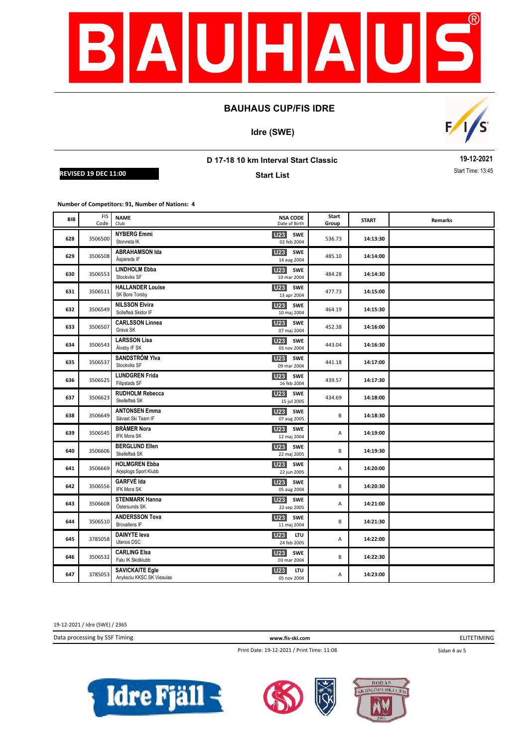# BAUHAUS CUP/FIS IDRE

## Idre (SWE)

### D 17-18 10 km Interval Start Classic

**19-12-2021**

**REVISED 19 DEC 11:00**

**Start List**

Start Time: 13:45

**Number of Competitors: 91, Number of Nations: 4**

| BIB | FIS Code | NAME / Club | | NSA CODE / Date of Birth | Start Group | START | Remarks |
|---|---|---|---|---|---|---|---|
| 628 | 3506500 | **NYBERG Emmi** / Storvreta IK | U23 | SWE / 02 feb 2004 | 536.73 | 14:13:30 | |
| 629 | 3506508 | **ABRAHAMSON Ida** / Åspereds IF | U23 | SWE / 14 aug 2004 | 485.10 | 14:14:00 | |
| 630 | 3506553 | **LINDHOLM Ebba** / Stockviks SF | U23 | SWE / 10 mar 2004 | 484.28 | 14:14:30 | |
| 631 | 3506511 | **HALLANDER Louise** / SK Bore Torsby | U23 | SWE / 13 apr 2004 | 477.73 | 14:15:00 | |
| 632 | 3506549 | **NILSSON Elvira** / Sollefteå Skidor IF | U23 | SWE / 10 maj 2004 | 464.19 | 14:15:30 | |
| 633 | 3506507 | **CARLSSON Linnea** / Grava SK | U23 | SWE / 07 maj 2004 | 452.38 | 14:16:00 | |
| 634 | 3506543 | **LARSSON Lisa** / Älvsby IF SK | U23 | SWE / 03 nov 2004 | 443.04 | 14:16:30 | |
| 635 | 3506537 | **SANDSTRÖM Ylva** / Stockviks SF | U23 | SWE / 09 mar 2004 | 441.18 | 14:17:00 | |
| 636 | 3506525 | **LUNDGREN Frida** / Filipstads SF | U23 | SWE / 16 feb 2004 | 439.57 | 14:17:30 | |
| 637 | 3506623 | **RUDHOLM Rebecca** / Skellefteå SK | U23 | SWE / 15 jul 2005 | 434.69 | 14:18:00 | |
| 638 | 3506649 | **ANTONSEN Emma** / Sävast Ski Team IF | U23 | SWE / 07 aug 2005 | B | 14:18:30 | |
| 639 | 3506545 | **BRÅMER Nora** / IFK Mora SK | U23 | SWE / 12 maj 2004 | A | 14:19:00 | |
| 640 | 3506606 | **BERGLUND Ellen** / Skellefteå SK | U23 | SWE / 22 maj 2005 | B | 14:19:30 | |
| 641 | 3506669 | **HOLMGREN Ebba** / Arjeplogs Sport Klubb | U23 | SWE / 22 jun 2005 | A | 14:20:00 | |
| 642 | 3506556 | **GARFVÉ Ida** / IFK Mora SK | U23 | SWE / 05 aug 2004 | B | 14:20:30 | |
| 643 | 3506608 | **STENMARK Hanna** / Östersunds SK | U23 | SWE / 22 sep 2005 | A | 14:21:00 | |
| 644 | 3506510 | **ANDERSSON Tova** / Brovallens IF | U23 | SWE / 11 maj 2004 | B | 14:21:30 | |
| 645 | 3785058 | **DAINYTE Ieva** / Utenos DSC | U23 | LTU / 24 feb 2005 | A | 14:22:00 | |
| 646 | 3506532 | **CARLING Elsa** / Falu IK Skidklubb | U23 | SWE / 03 mar 2004 | B | 14:22:30 | |
| 647 | 3785053 | **SAVICKAITE Egle** / Anyksciu KKSC SK Viesulas | U23 | LTU / 05 nov 2004 | A | 14:23:00 | |

19-12-2021 / Idre (SWE) / 2365

Data processing by SSF Timing | www.fis-ski.com | ELITETIMING

Print Date: 19-12-2021 / Print Time: 11:08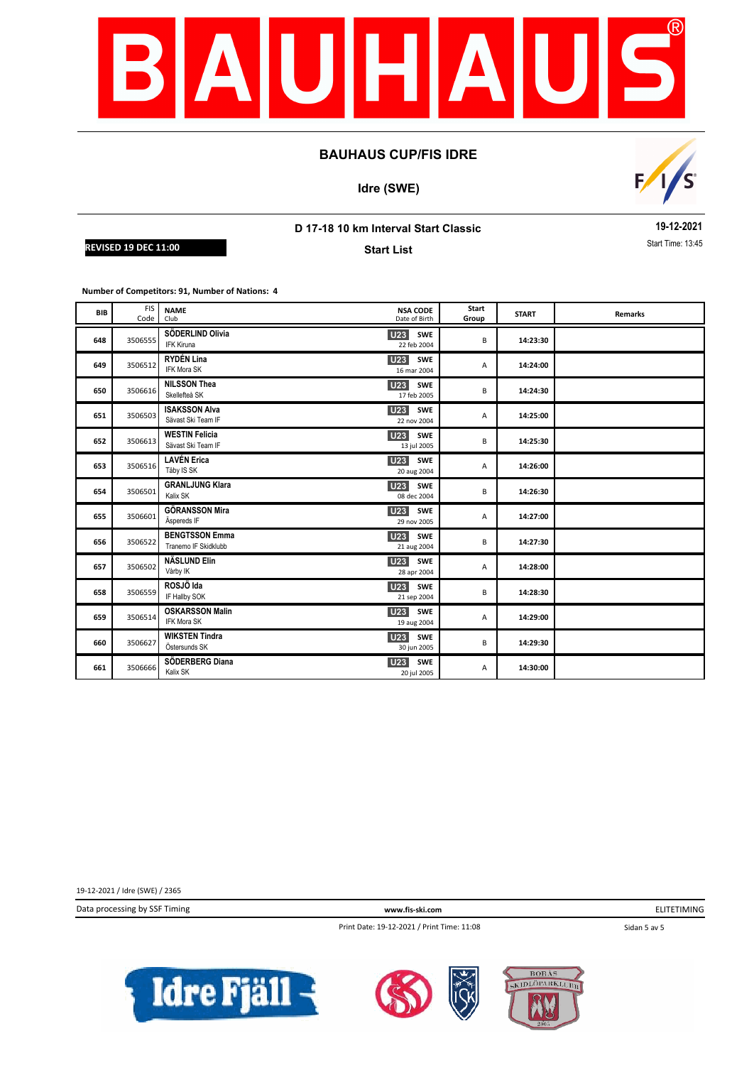## BAUHAUS CUP/FIS IDRE

**Idre (SWE)**

### D 17-18 10 km Interval Start Classic

**Start List**

**REVISED 19 DEC 11:00**

**19-12-2021**

Start Time: 13:45

**Number of Competitors: 91, Number of Nations: 4**

| BIB | FIS Code | NAME / Club | NSA CODE / Date of Birth | Start Group | START | Remarks |
|---|---|---|---|---|---|---|
| 648 | 3506555 | **SÖDERLIND Olivia** / IFK Kiruna | U23 SWE / 22 feb 2004 | B | 14:23:30 | |
| 649 | 3506512 | **RYDÉN Lina** / IFK Mora SK | U23 SWE / 16 mar 2004 | A | 14:24:00 | |
| 650 | 3506616 | **NILSSON Thea** / Skellefteå SK | U23 SWE / 17 feb 2005 | B | 14:24:30 | |
| 651 | 3506503 | **ISAKSSON Alva** / Sävast Ski Team IF | U23 SWE / 22 nov 2004 | A | 14:25:00 | |
| 652 | 3506613 | **WESTIN Felicia** / Sävast Ski Team IF | U23 SWE / 13 jul 2005 | B | 14:25:30 | |
| 653 | 3506516 | **LAVÉN Erica** / Täby IS SK | U23 SWE / 20 aug 2004 | A | 14:26:00 | |
| 654 | 3506501 | **GRANLJUNG Klara** / Kalix SK | U23 SWE / 08 dec 2004 | B | 14:26:30 | |
| 655 | 3506601 | **GÖRANSSON Mira** / Äspereds IF | U23 SWE / 29 nov 2005 | A | 14:27:00 | |
| 656 | 3506522 | **BENGTSSON Emma** / Tranemo IF Skidklubb | U23 SWE / 21 aug 2004 | B | 14:27:30 | |
| 657 | 3506502 | **NÄSLUND Elin** / Vårby IK | U23 SWE / 28 apr 2004 | A | 14:28:00 | |
| 658 | 3506559 | **ROSJÖ Ida** / IF Hallby SOK | U23 SWE / 21 sep 2004 | B | 14:28:30 | |
| 659 | 3506514 | **OSKARSSON Malin** / IFK Mora SK | U23 SWE / 19 aug 2004 | A | 14:29:00 | |
| 660 | 3506627 | **WIKSTEN Tindra** / Östersunds SK | U23 SWE / 30 jun 2005 | B | 14:29:30 | |
| 661 | 3506666 | **SÖDERBERG Diana** / Kalix SK | U23 SWE / 20 jul 2005 | A | 14:30:00 | |

19-12-2021 / Idre (SWE) / 2365

Data processing by SSF Timing — www.fis-ski.com — ELITETIMING

Print Date: 19-12-2021 / Print Time: 11:08